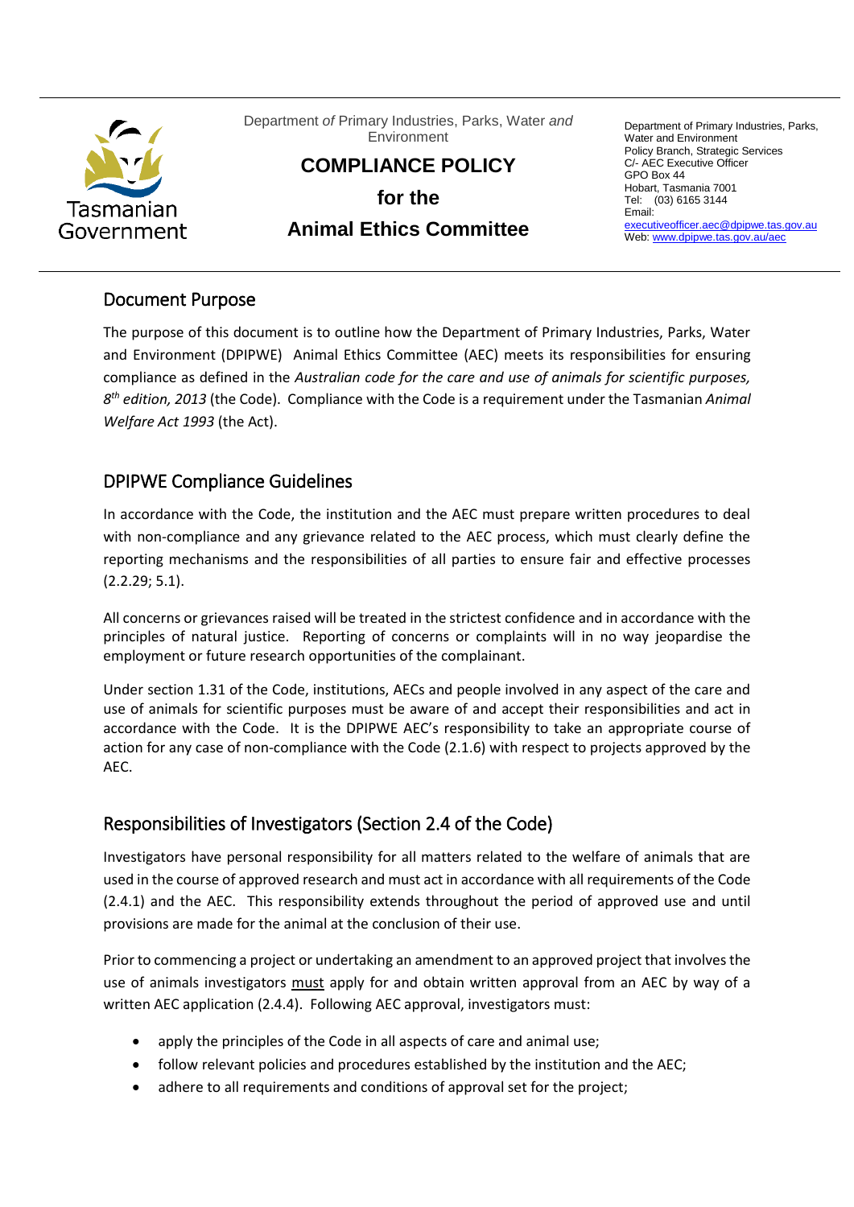Tasmanian Government

Department *of* Primary Industries, Parks, Water *and* Environment

# COMPLIANCE POLICY for the Animal Ethics Committee

Department of Primary Industries, Parks, Water and Environment
Policy Branch, Strategic Services
C/- AEC Executive Officer
GPO Box 44
Hobart, Tasmania 7001
Tel: (03) 6165 3144
Email: executiveofficer.aec@dpipwe.tas.gov.au
Web: www.dpipwe.tas.gov.au/aec

## Document Purpose

The purpose of this document is to outline how the Department of Primary Industries, Parks, Water and Environment (DPIPWE) Animal Ethics Committee (AEC) meets its responsibilities for ensuring compliance as defined in the *Australian code for the care and use of animals for scientific purposes, 8th edition, 2013* (the Code). Compliance with the Code is a requirement under the Tasmanian *Animal Welfare Act 1993* (the Act).

## DPIPWE Compliance Guidelines

In accordance with the Code, the institution and the AEC must prepare written procedures to deal with non-compliance and any grievance related to the AEC process, which must clearly define the reporting mechanisms and the responsibilities of all parties to ensure fair and effective processes (2.2.29; 5.1).

All concerns or grievances raised will be treated in the strictest confidence and in accordance with the principles of natural justice. Reporting of concerns or complaints will in no way jeopardise the employment or future research opportunities of the complainant.

Under section 1.31 of the Code, institutions, AECs and people involved in any aspect of the care and use of animals for scientific purposes must be aware of and accept their responsibilities and act in accordance with the Code. It is the DPIPWE AEC's responsibility to take an appropriate course of action for any case of non-compliance with the Code (2.1.6) with respect to projects approved by the AEC.

## Responsibilities of Investigators (Section 2.4 of the Code)

Investigators have personal responsibility for all matters related to the welfare of animals that are used in the course of approved research and must act in accordance with all requirements of the Code (2.4.1) and the AEC. This responsibility extends throughout the period of approved use and until provisions are made for the animal at the conclusion of their use.

Prior to commencing a project or undertaking an amendment to an approved project that involves the use of animals investigators must apply for and obtain written approval from an AEC by way of a written AEC application (2.4.4). Following AEC approval, investigators must:

- apply the principles of the Code in all aspects of care and animal use;
- follow relevant policies and procedures established by the institution and the AEC;
- adhere to all requirements and conditions of approval set for the project;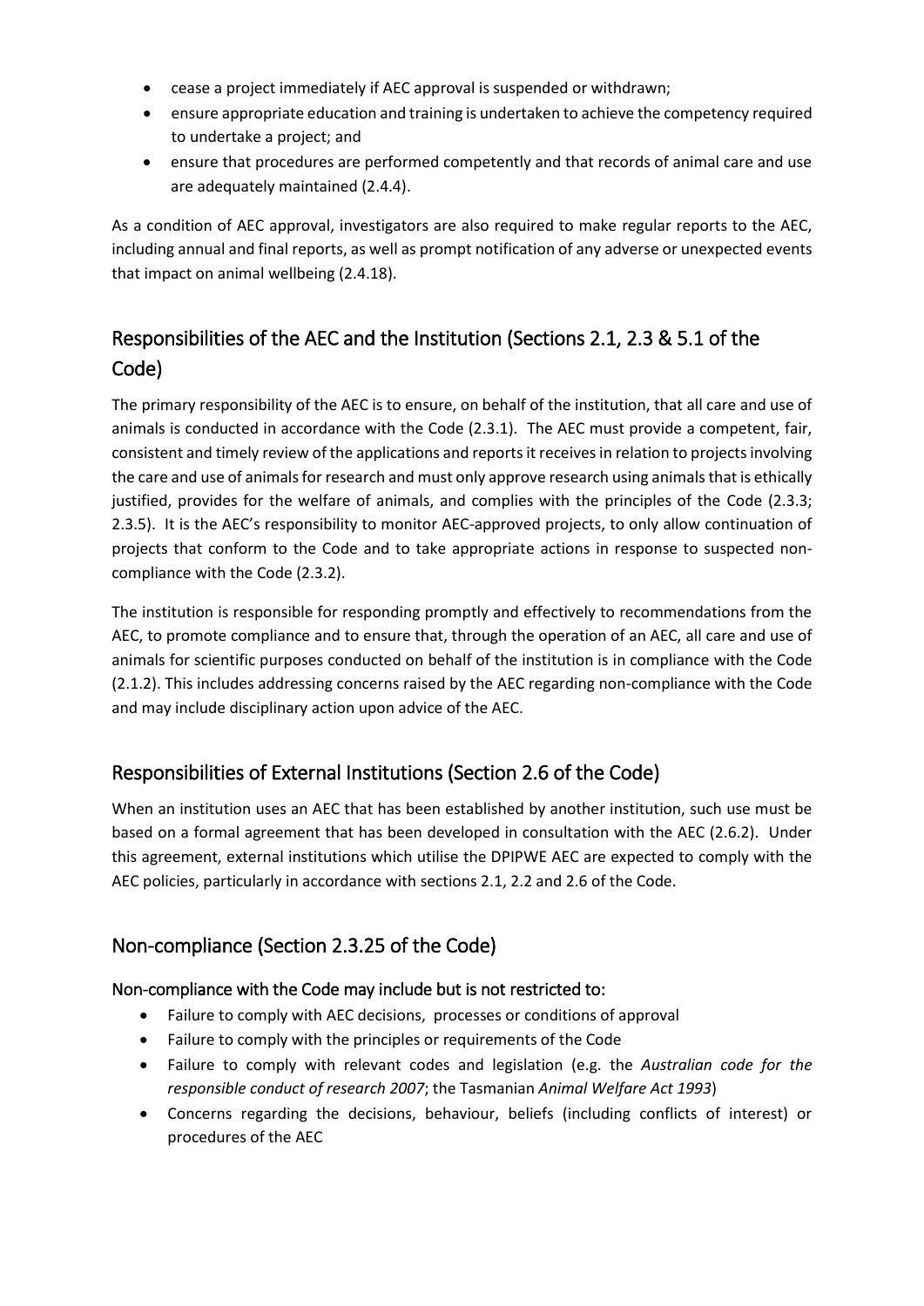- cease a project immediately if AEC approval is suspended or withdrawn;
- ensure appropriate education and training is undertaken to achieve the competency required to undertake a project; and
- ensure that procedures are performed competently and that records of animal care and use are adequately maintained (2.4.4).

As a condition of AEC approval, investigators are also required to make regular reports to the AEC, including annual and final reports, as well as prompt notification of any adverse or unexpected events that impact on animal wellbeing (2.4.18).

## Responsibilities of the AEC and the Institution (Sections 2.1, 2.3 & 5.1 of the Code)

The primary responsibility of the AEC is to ensure, on behalf of the institution, that all care and use of animals is conducted in accordance with the Code (2.3.1). The AEC must provide a competent, fair, consistent and timely review of the applications and reports it receives in relation to projects involving the care and use of animals for research and must only approve research using animals that is ethically justified, provides for the welfare of animals, and complies with the principles of the Code (2.3.3; 2.3.5). It is the AEC's responsibility to monitor AEC-approved projects, to only allow continuation of projects that conform to the Code and to take appropriate actions in response to suspected non-compliance with the Code (2.3.2).

The institution is responsible for responding promptly and effectively to recommendations from the AEC, to promote compliance and to ensure that, through the operation of an AEC, all care and use of animals for scientific purposes conducted on behalf of the institution is in compliance with the Code (2.1.2). This includes addressing concerns raised by the AEC regarding non-compliance with the Code and may include disciplinary action upon advice of the AEC.

## Responsibilities of External Institutions (Section 2.6 of the Code)

When an institution uses an AEC that has been established by another institution, such use must be based on a formal agreement that has been developed in consultation with the AEC (2.6.2). Under this agreement, external institutions which utilise the DPIPWE AEC are expected to comply with the AEC policies, particularly in accordance with sections 2.1, 2.2 and 2.6 of the Code.

## Non-compliance (Section 2.3.25 of the Code)

### Non-compliance with the Code may include but is not restricted to:

- Failure to comply with AEC decisions, processes or conditions of approval
- Failure to comply with the principles or requirements of the Code
- Failure to comply with relevant codes and legislation (e.g. the *Australian code for the responsible conduct of research 2007*; the Tasmanian *Animal Welfare Act 1993*)
- Concerns regarding the decisions, behaviour, beliefs (including conflicts of interest) or procedures of the AEC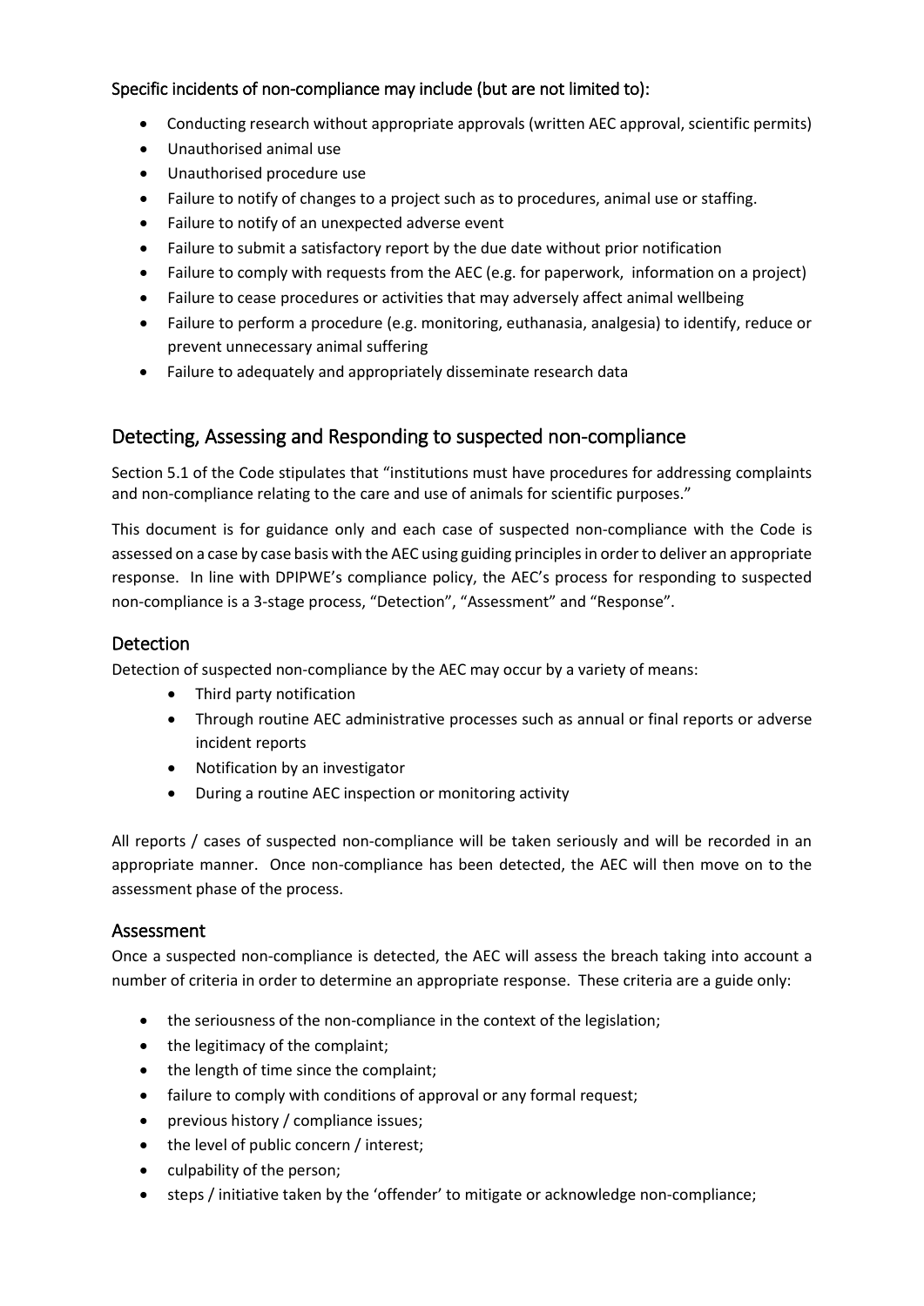Specific incidents of non-compliance may include (but are not limited to):

- Conducting research without appropriate approvals (written AEC approval, scientific permits)
- Unauthorised animal use
- Unauthorised procedure use
- Failure to notify of changes to a project such as to procedures, animal use or staffing.
- Failure to notify of an unexpected adverse event
- Failure to submit a satisfactory report by the due date without prior notification
- Failure to comply with requests from the AEC (e.g. for paperwork, information on a project)
- Failure to cease procedures or activities that may adversely affect animal wellbeing
- Failure to perform a procedure (e.g. monitoring, euthanasia, analgesia) to identify, reduce or prevent unnecessary animal suffering
- Failure to adequately and appropriately disseminate research data

## Detecting, Assessing and Responding to suspected non-compliance

Section 5.1 of the Code stipulates that "institutions must have procedures for addressing complaints and non-compliance relating to the care and use of animals for scientific purposes."

This document is for guidance only and each case of suspected non-compliance with the Code is assessed on a case by case basis with the AEC using guiding principles in order to deliver an appropriate response. In line with DPIPWE's compliance policy, the AEC's process for responding to suspected non-compliance is a 3-stage process, "Detection", "Assessment" and "Response".

### Detection

Detection of suspected non-compliance by the AEC may occur by a variety of means:

- Third party notification
- Through routine AEC administrative processes such as annual or final reports or adverse incident reports
- Notification by an investigator
- During a routine AEC inspection or monitoring activity

All reports / cases of suspected non-compliance will be taken seriously and will be recorded in an appropriate manner. Once non-compliance has been detected, the AEC will then move on to the assessment phase of the process.

### Assessment

Once a suspected non-compliance is detected, the AEC will assess the breach taking into account a number of criteria in order to determine an appropriate response. These criteria are a guide only:

- the seriousness of the non-compliance in the context of the legislation;
- the legitimacy of the complaint;
- the length of time since the complaint;
- failure to comply with conditions of approval or any formal request;
- previous history / compliance issues;
- the level of public concern / interest;
- culpability of the person;
- steps / initiative taken by the 'offender' to mitigate or acknowledge non-compliance;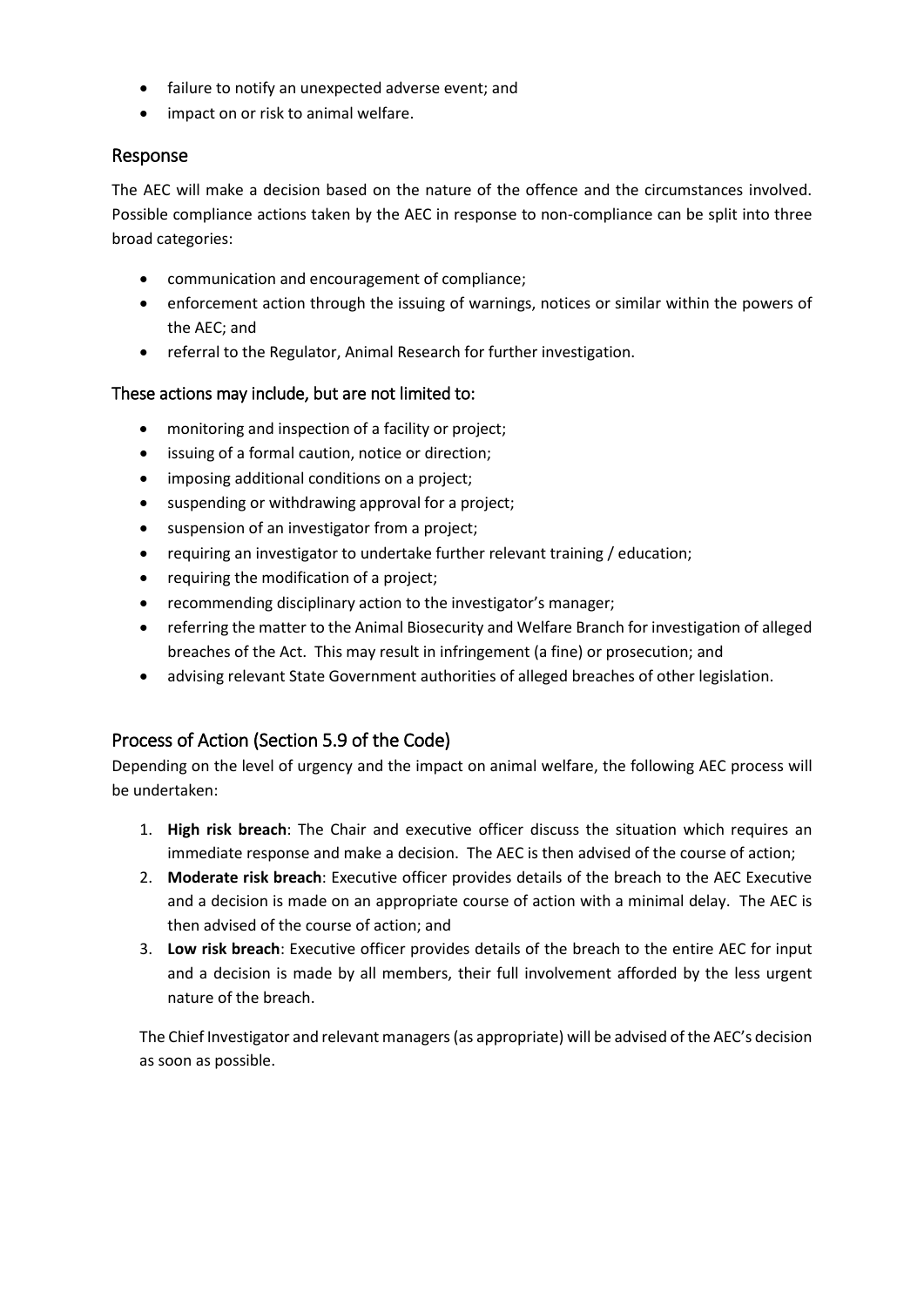- failure to notify an unexpected adverse event; and
- impact on or risk to animal welfare.

## Response

The AEC will make a decision based on the nature of the offence and the circumstances involved. Possible compliance actions taken by the AEC in response to non-compliance can be split into three broad categories:

- communication and encouragement of compliance;
- enforcement action through the issuing of warnings, notices or similar within the powers of the AEC; and
- referral to the Regulator, Animal Research for further investigation.

### These actions may include, but are not limited to:

- monitoring and inspection of a facility or project;
- issuing of a formal caution, notice or direction;
- imposing additional conditions on a project;
- suspending or withdrawing approval for a project;
- suspension of an investigator from a project;
- requiring an investigator to undertake further relevant training / education;
- requiring the modification of a project;
- recommending disciplinary action to the investigator's manager;
- referring the matter to the Animal Biosecurity and Welfare Branch for investigation of alleged breaches of the Act. This may result in infringement (a fine) or prosecution; and
- advising relevant State Government authorities of alleged breaches of other legislation.

## Process of Action (Section 5.9 of the Code)

Depending on the level of urgency and the impact on animal welfare, the following AEC process will be undertaken:

1. **High risk breach**: The Chair and executive officer discuss the situation which requires an immediate response and make a decision. The AEC is then advised of the course of action;
2. **Moderate risk breach**: Executive officer provides details of the breach to the AEC Executive and a decision is made on an appropriate course of action with a minimal delay. The AEC is then advised of the course of action; and
3. **Low risk breach**: Executive officer provides details of the breach to the entire AEC for input and a decision is made by all members, their full involvement afforded by the less urgent nature of the breach.

The Chief Investigator and relevant managers (as appropriate) will be advised of the AEC's decision as soon as possible.